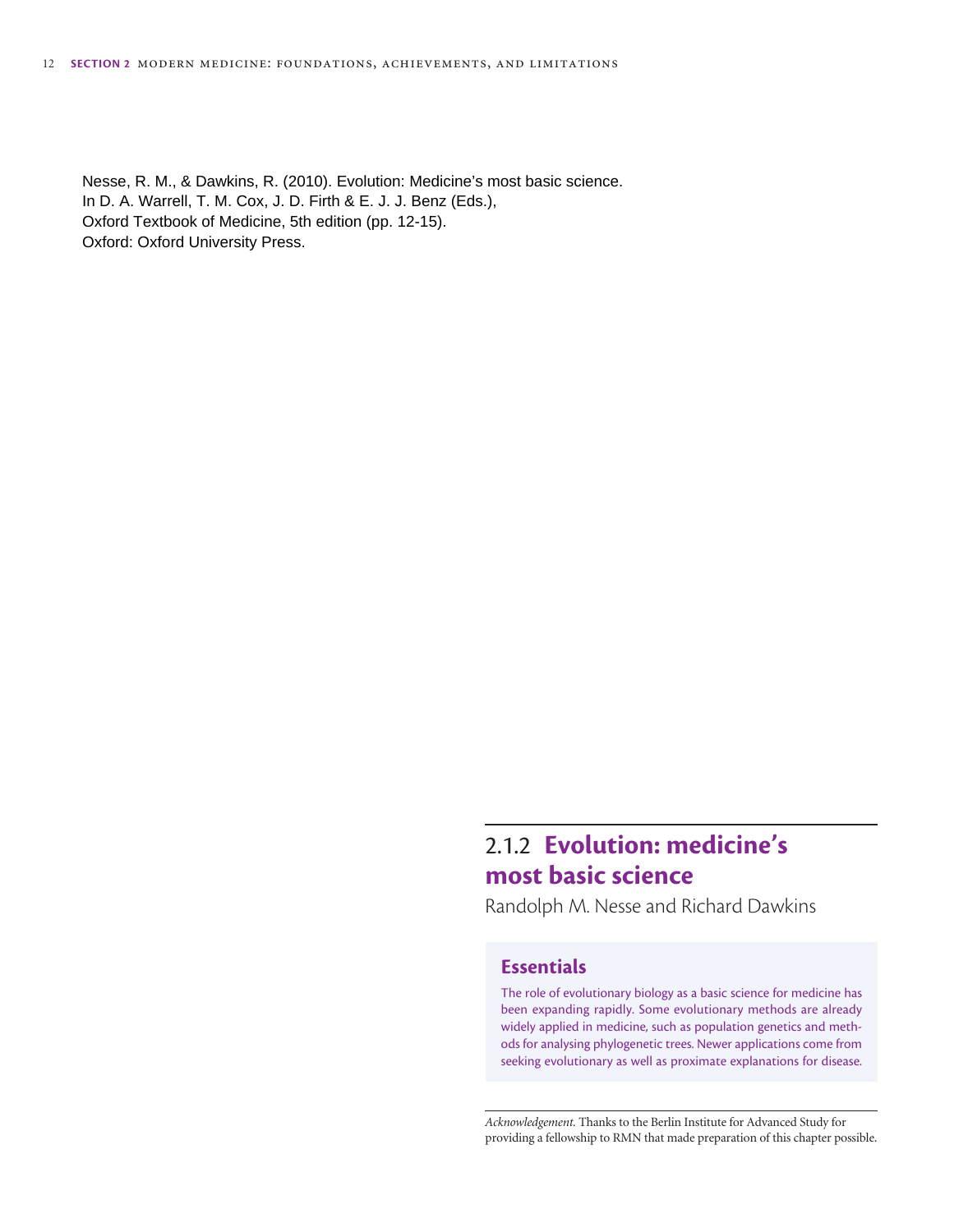Nesse, R. M., & Dawkins, R. (2010). Evolution: Medicine's most basic science.
In D. A. Warrell, T. M. Cox, J. D. Firth & E. J. J. Benz (Eds.),
Oxford Textbook of Medicine, 5th edition (pp. 12-15).
Oxford: Oxford University Press.

## 2.1.2 Evolution: medicine's most basic science

Randolph M. Nesse and Richard Dawkins

### Essentials

The role of evolutionary biology as a basic science for medicine has been expanding rapidly. Some evolutionary methods are already widely applied in medicine, such as population genetics and methods for analysing phylogenetic trees. Newer applications come from seeking evolutionary as well as proximate explanations for disease.

*Acknowledgement.* Thanks to the Berlin Institute for Advanced Study for providing a fellowship to RMN that made preparation of this chapter possible.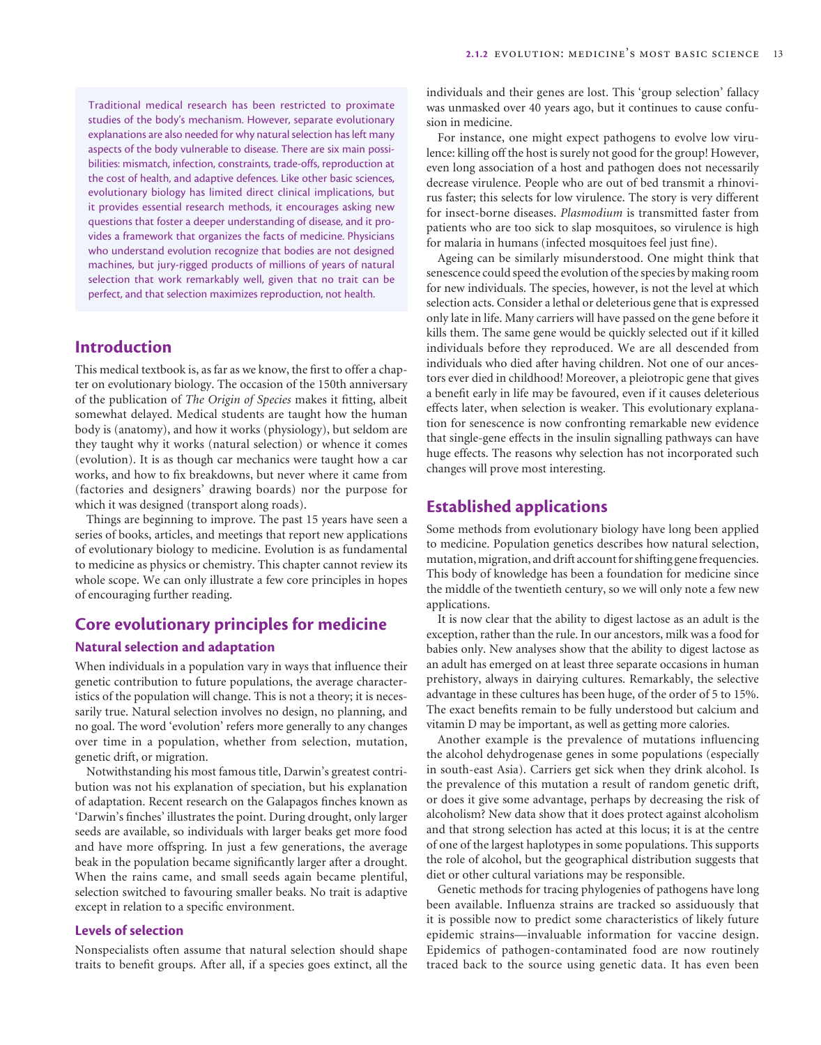Traditional medical research has been restricted to proximate studies of the body's mechanism. However, separate evolutionary explanations are also needed for why natural selection has left many aspects of the body vulnerable to disease. There are six main possibilities: mismatch, infection, constraints, trade-offs, reproduction at the cost of health, and adaptive defences. Like other basic sciences, evolutionary biology has limited direct clinical implications, but it provides essential research methods, it encourages asking new questions that foster a deeper understanding of disease, and it provides a framework that organizes the facts of medicine. Physicians who understand evolution recognize that bodies are not designed machines, but jury-rigged products of millions of years of natural selection that work remarkably well, given that no trait can be perfect, and that selection maximizes reproduction, not health.

## Introduction

This medical textbook is, as far as we know, the first to offer a chapter on evolutionary biology. The occasion of the 150th anniversary of the publication of *The Origin of Species* makes it fitting, albeit somewhat delayed. Medical students are taught how the human body is (anatomy), and how it works (physiology), but seldom are they taught why it works (natural selection) or whence it comes (evolution). It is as though car mechanics were taught how a car works, and how to fix breakdowns, but never where it came from (factories and designers' drawing boards) nor the purpose for which it was designed (transport along roads).

Things are beginning to improve. The past 15 years have seen a series of books, articles, and meetings that report new applications of evolutionary biology to medicine. Evolution is as fundamental to medicine as physics or chemistry. This chapter cannot review its whole scope. We can only illustrate a few core principles in hopes of encouraging further reading.

## Core evolutionary principles for medicine

### Natural selection and adaptation

When individuals in a population vary in ways that influence their genetic contribution to future populations, the average characteristics of the population will change. This is not a theory; it is necessarily true. Natural selection involves no design, no planning, and no goal. The word 'evolution' refers more generally to any changes over time in a population, whether from selection, mutation, genetic drift, or migration.

Notwithstanding his most famous title, Darwin's greatest contribution was not his explanation of speciation, but his explanation of adaptation. Recent research on the Galapagos finches known as 'Darwin's finches' illustrates the point. During drought, only larger seeds are available, so individuals with larger beaks get more food and have more offspring. In just a few generations, the average beak in the population became significantly larger after a drought. When the rains came, and small seeds again became plentiful, selection switched to favouring smaller beaks. No trait is adaptive except in relation to a specific environment.

### Levels of selection

Nonspecialists often assume that natural selection should shape traits to benefit groups. After all, if a species goes extinct, all the individuals and their genes are lost. This 'group selection' fallacy was unmasked over 40 years ago, but it continues to cause confusion in medicine.

For instance, one might expect pathogens to evolve low virulence: killing off the host is surely not good for the group! However, even long association of a host and pathogen does not necessarily decrease virulence. People who are out of bed transmit a rhinovirus faster; this selects for low virulence. The story is very different for insect-borne diseases. *Plasmodium* is transmitted faster from patients who are too sick to slap mosquitoes, so virulence is high for malaria in humans (infected mosquitoes feel just fine).

Ageing can be similarly misunderstood. One might think that senescence could speed the evolution of the species by making room for new individuals. The species, however, is not the level at which selection acts. Consider a lethal or deleterious gene that is expressed only late in life. Many carriers will have passed on the gene before it kills them. The same gene would be quickly selected out if it killed individuals before they reproduced. We are all descended from individuals who died after having children. Not one of our ancestors ever died in childhood! Moreover, a pleiotropic gene that gives a benefit early in life may be favoured, even if it causes deleterious effects later, when selection is weaker. This evolutionary explanation for senescence is now confronting remarkable new evidence that single-gene effects in the insulin signalling pathways can have huge effects. The reasons why selection has not incorporated such changes will prove most interesting.

## Established applications

Some methods from evolutionary biology have long been applied to medicine. Population genetics describes how natural selection, mutation, migration, and drift account for shifting gene frequencies. This body of knowledge has been a foundation for medicine since the middle of the twentieth century, so we will only note a few new applications.

It is now clear that the ability to digest lactose as an adult is the exception, rather than the rule. In our ancestors, milk was a food for babies only. New analyses show that the ability to digest lactose as an adult has emerged on at least three separate occasions in human prehistory, always in dairying cultures. Remarkably, the selective advantage in these cultures has been huge, of the order of 5 to 15%. The exact benefits remain to be fully understood but calcium and vitamin D may be important, as well as getting more calories.

Another example is the prevalence of mutations influencing the alcohol dehydrogenase genes in some populations (especially in south-east Asia). Carriers get sick when they drink alcohol. Is the prevalence of this mutation a result of random genetic drift, or does it give some advantage, perhaps by decreasing the risk of alcoholism? New data show that it does protect against alcoholism and that strong selection has acted at this locus; it is at the centre of one of the largest haplotypes in some populations. This supports the role of alcohol, but the geographical distribution suggests that diet or other cultural variations may be responsible.

Genetic methods for tracing phylogenies of pathogens have long been available. Influenza strains are tracked so assiduously that it is possible now to predict some characteristics of likely future epidemic strains—invaluable information for vaccine design. Epidemics of pathogen-contaminated food are now routinely traced back to the source using genetic data. It has even been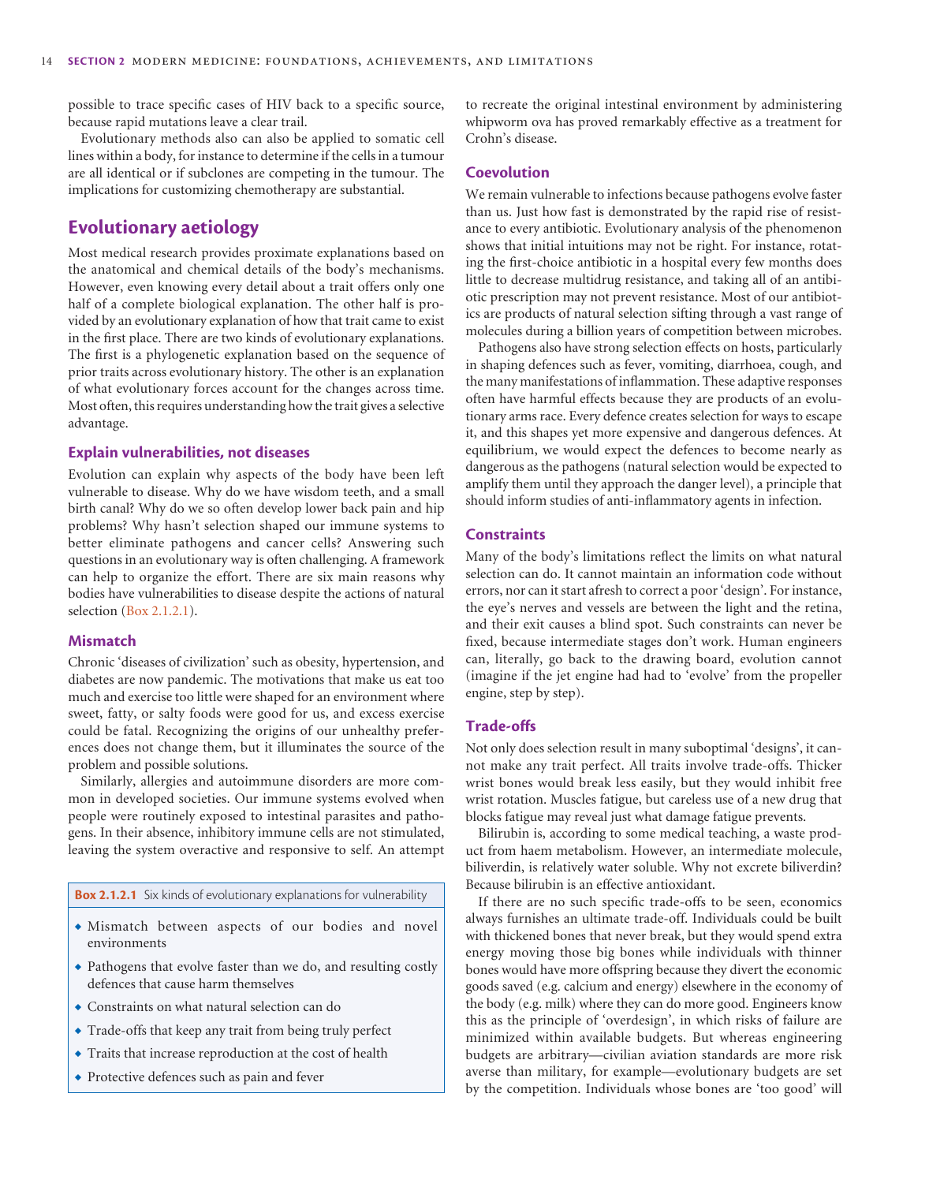possible to trace specific cases of HIV back to a specific source, because rapid mutations leave a clear trail.

Evolutionary methods also can also be applied to somatic cell lines within a body, for instance to determine if the cells in a tumour are all identical or if subclones are competing in the tumour. The implications for customizing chemotherapy are substantial.

## Evolutionary aetiology

Most medical research provides proximate explanations based on the anatomical and chemical details of the body's mechanisms. However, even knowing every detail about a trait offers only one half of a complete biological explanation. The other half is provided by an evolutionary explanation of how that trait came to exist in the first place. There are two kinds of evolutionary explanations. The first is a phylogenetic explanation based on the sequence of prior traits across evolutionary history. The other is an explanation of what evolutionary forces account for the changes across time. Most often, this requires understanding how the trait gives a selective advantage.

### Explain vulnerabilities, not diseases

Evolution can explain why aspects of the body have been left vulnerable to disease. Why do we have wisdom teeth, and a small birth canal? Why do we so often develop lower back pain and hip problems? Why hasn't selection shaped our immune systems to better eliminate pathogens and cancer cells? Answering such questions in an evolutionary way is often challenging. A framework can help to organize the effort. There are six main reasons why bodies have vulnerabilities to disease despite the actions of natural selection (Box 2.1.2.1).

### Mismatch

Chronic 'diseases of civilization' such as obesity, hypertension, and diabetes are now pandemic. The motivations that make us eat too much and exercise too little were shaped for an environment where sweet, fatty, or salty foods were good for us, and excess exercise could be fatal. Recognizing the origins of our unhealthy preferences does not change them, but it illuminates the source of the problem and possible solutions.

Similarly, allergies and autoimmune disorders are more common in developed societies. Our immune systems evolved when people were routinely exposed to intestinal parasites and pathogens. In their absence, inhibitory immune cells are not stimulated, leaving the system overactive and responsive to self. An attempt to recreate the original intestinal environment by administering whipworm ova has proved remarkably effective as a treatment for Crohn's disease.

**Box 2.1.2.1** Six kinds of evolutionary explanations for vulnerability

- Mismatch between aspects of our bodies and novel environments
- Pathogens that evolve faster than we do, and resulting costly defences that cause harm themselves
- Constraints on what natural selection can do
- Trade-offs that keep any trait from being truly perfect
- Traits that increase reproduction at the cost of health
- Protective defences such as pain and fever

### Coevolution

We remain vulnerable to infections because pathogens evolve faster than us. Just how fast is demonstrated by the rapid rise of resistance to every antibiotic. Evolutionary analysis of the phenomenon shows that initial intuitions may not be right. For instance, rotating the first-choice antibiotic in a hospital every few months does little to decrease multidrug resistance, and taking all of an antibiotic prescription may not prevent resistance. Most of our antibiotics are products of natural selection sifting through a vast range of molecules during a billion years of competition between microbes.

Pathogens also have strong selection effects on hosts, particularly in shaping defences such as fever, vomiting, diarrhoea, cough, and the many manifestations of inflammation. These adaptive responses often have harmful effects because they are products of an evolutionary arms race. Every defence creates selection for ways to escape it, and this shapes yet more expensive and dangerous defences. At equilibrium, we would expect the defences to become nearly as dangerous as the pathogens (natural selection would be expected to amplify them until they approach the danger level), a principle that should inform studies of anti-inflammatory agents in infection.

### Constraints

Many of the body's limitations reflect the limits on what natural selection can do. It cannot maintain an information code without errors, nor can it start afresh to correct a poor 'design'. For instance, the eye's nerves and vessels are between the light and the retina, and their exit causes a blind spot. Such constraints can never be fixed, because intermediate stages don't work. Human engineers can, literally, go back to the drawing board, evolution cannot (imagine if the jet engine had had to 'evolve' from the propeller engine, step by step).

### Trade-offs

Not only does selection result in many suboptimal 'designs', it cannot make any trait perfect. All traits involve trade-offs. Thicker wrist bones would break less easily, but they would inhibit free wrist rotation. Muscles fatigue, but careless use of a new drug that blocks fatigue may reveal just what damage fatigue prevents.

Bilirubin is, according to some medical teaching, a waste product from haem metabolism. However, an intermediate molecule, biliverdin, is relatively water soluble. Why not excrete biliverdin? Because bilirubin is an effective antioxidant.

If there are no such specific trade-offs to be seen, economics always furnishes an ultimate trade-off. Individuals could be built with thickened bones that never break, but they would spend extra energy moving those big bones while individuals with thinner bones would have more offspring because they divert the economic goods saved (e.g. calcium and energy) elsewhere in the economy of the body (e.g. milk) where they can do more good. Engineers know this as the principle of 'overdesign', in which risks of failure are minimized within available budgets. But whereas engineering budgets are arbitrary—civilian aviation standards are more risk averse than military, for example—evolutionary budgets are set by the competition. Individuals whose bones are 'too good' will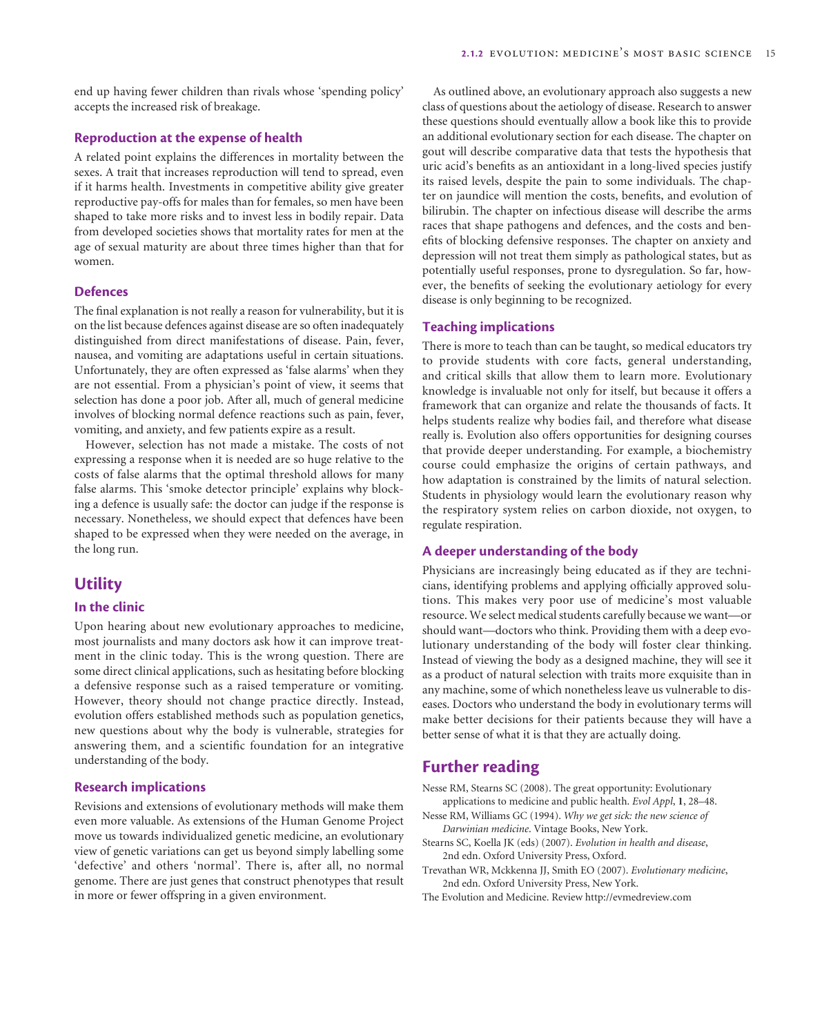end up having fewer children than rivals whose 'spending policy' accepts the increased risk of breakage.

### Reproduction at the expense of health

A related point explains the differences in mortality between the sexes. A trait that increases reproduction will tend to spread, even if it harms health. Investments in competitive ability give greater reproductive pay-offs for males than for females, so men have been shaped to take more risks and to invest less in bodily repair. Data from developed societies shows that mortality rates for men at the age of sexual maturity are about three times higher than that for women.

### Defences

The final explanation is not really a reason for vulnerability, but it is on the list because defences against disease are so often inadequately distinguished from direct manifestations of disease. Pain, fever, nausea, and vomiting are adaptations useful in certain situations. Unfortunately, they are often expressed as 'false alarms' when they are not essential. From a physician's point of view, it seems that selection has done a poor job. After all, much of general medicine involves of blocking normal defence reactions such as pain, fever, vomiting, and anxiety, and few patients expire as a result.

However, selection has not made a mistake. The costs of not expressing a response when it is needed are so huge relative to the costs of false alarms that the optimal threshold allows for many false alarms. This 'smoke detector principle' explains why blocking a defence is usually safe: the doctor can judge if the response is necessary. Nonetheless, we should expect that defences have been shaped to be expressed when they were needed on the average, in the long run.

## Utility

### In the clinic

Upon hearing about new evolutionary approaches to medicine, most journalists and many doctors ask how it can improve treatment in the clinic today. This is the wrong question. There are some direct clinical applications, such as hesitating before blocking a defensive response such as a raised temperature or vomiting. However, theory should not change practice directly. Instead, evolution offers established methods such as population genetics, new questions about why the body is vulnerable, strategies for answering them, and a scientific foundation for an integrative understanding of the body.

### Research implications

Revisions and extensions of evolutionary methods will make them even more valuable. As extensions of the Human Genome Project move us towards individualized genetic medicine, an evolutionary view of genetic variations can get us beyond simply labelling some 'defective' and others 'normal'. There is, after all, no normal genome. There are just genes that construct phenotypes that result in more or fewer offspring in a given environment.

As outlined above, an evolutionary approach also suggests a new class of questions about the aetiology of disease. Research to answer these questions should eventually allow a book like this to provide an additional evolutionary section for each disease. The chapter on gout will describe comparative data that tests the hypothesis that uric acid's benefits as an antioxidant in a long-lived species justify its raised levels, despite the pain to some individuals. The chapter on jaundice will mention the costs, benefits, and evolution of bilirubin. The chapter on infectious disease will describe the arms races that shape pathogens and defences, and the costs and benefits of blocking defensive responses. The chapter on anxiety and depression will not treat them simply as pathological states, but as potentially useful responses, prone to dysregulation. So far, however, the benefits of seeking the evolutionary aetiology for every disease is only beginning to be recognized.

### Teaching implications

There is more to teach than can be taught, so medical educators try to provide students with core facts, general understanding, and critical skills that allow them to learn more. Evolutionary knowledge is invaluable not only for itself, but because it offers a framework that can organize and relate the thousands of facts. It helps students realize why bodies fail, and therefore what disease really is. Evolution also offers opportunities for designing courses that provide deeper understanding. For example, a biochemistry course could emphasize the origins of certain pathways, and how adaptation is constrained by the limits of natural selection. Students in physiology would learn the evolutionary reason why the respiratory system relies on carbon dioxide, not oxygen, to regulate respiration.

### A deeper understanding of the body

Physicians are increasingly being educated as if they are technicians, identifying problems and applying officially approved solutions. This makes very poor use of medicine's most valuable resource. We select medical students carefully because we want—or should want—doctors who think. Providing them with a deep evolutionary understanding of the body will foster clear thinking. Instead of viewing the body as a designed machine, they will see it as a product of natural selection with traits more exquisite than in any machine, some of which nonetheless leave us vulnerable to diseases. Doctors who understand the body in evolutionary terms will make better decisions for their patients because they will have a better sense of what it is that they are actually doing.

## Further reading

Nesse RM, Stearns SC (2008). The great opportunity: Evolutionary applications to medicine and public health. *Evol Appl*, **1**, 28–48.

Nesse RM, Williams GC (1994). *Why we get sick: the new science of Darwinian medicine*. Vintage Books, New York.

Stearns SC, Koella JK (eds) (2007). *Evolution in health and disease*, 2nd edn. Oxford University Press, Oxford.

Trevathan WR, Mckkenna JJ, Smith EO (2007). *Evolutionary medicine*, 2nd edn. Oxford University Press, New York.

The Evolution and Medicine. Review http://evmedreview.com